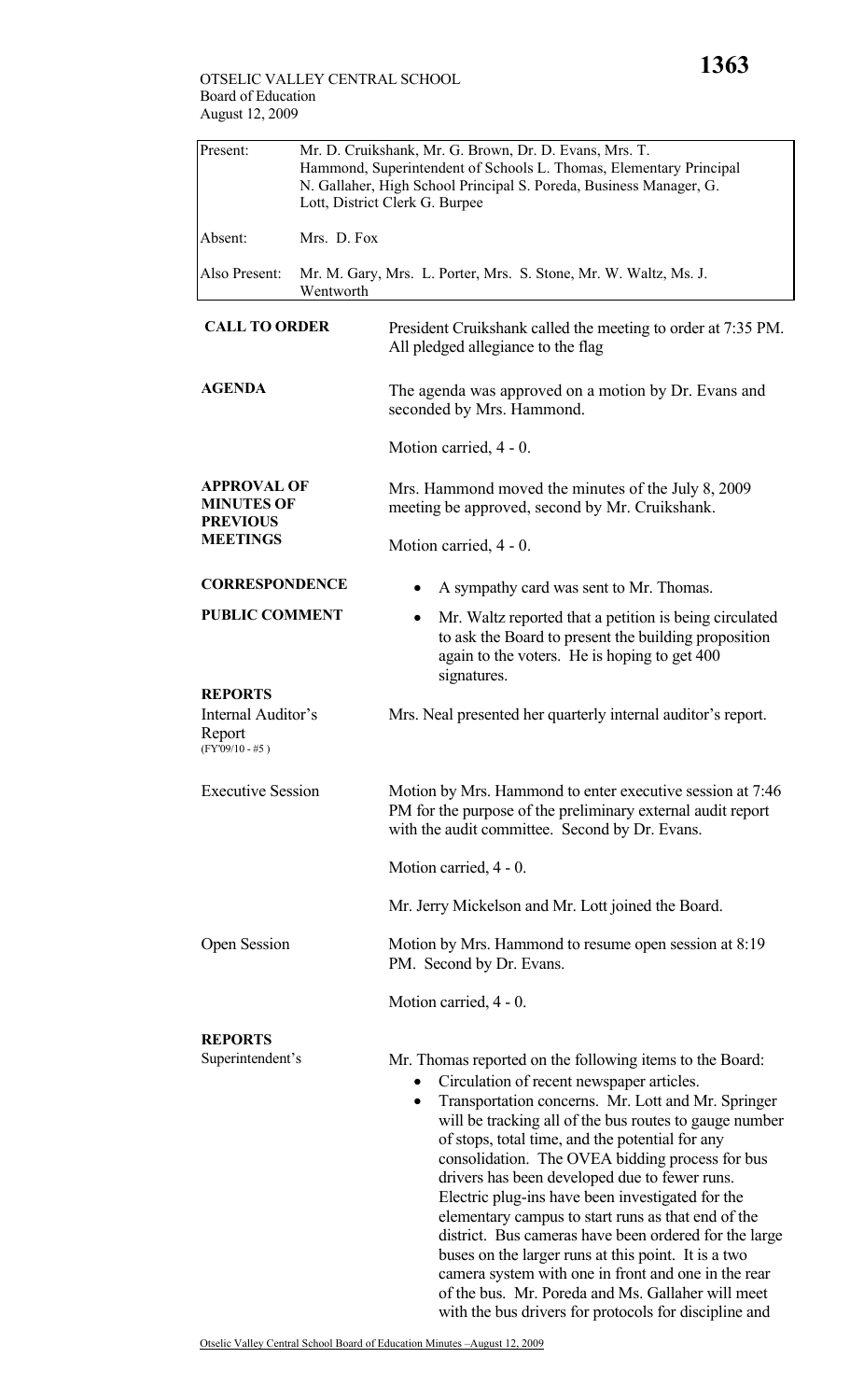OTSELIC VALLEY CENTRAL SCHOOL
Board of Education
August 12, 2009

| | |
|---|---|
| Present: | Mr. D. Cruikshank, Mr. G. Brown, Dr. D. Evans, Mrs. T. Hammond, Superintendent of Schools L. Thomas, Elementary Principal N. Gallaher, High School Principal S. Poreda, Business Manager, G. Lott, District Clerk G. Burpee |
| Absent: | Mrs. D. Fox |
| Also Present: | Mr. M. Gary, Mrs. L. Porter, Mrs. S. Stone, Mr. W. Waltz, Ms. J. Wentworth |

**CALL TO ORDER**

President Cruikshank called the meeting to order at 7:35 PM. All pledged allegiance to the flag

**AGENDA**

The agenda was approved on a motion by Dr. Evans and seconded by Mrs. Hammond.

Motion carried, 4 - 0.

**APPROVAL OF MINUTES OF PREVIOUS MEETINGS**

Mrs. Hammond moved the minutes of the July 8, 2009 meeting be approved, second by Mr. Cruikshank.

Motion carried, 4 - 0.

**CORRESPONDENCE**

- A sympathy card was sent to Mr. Thomas.

**PUBLIC COMMENT**

- Mr. Waltz reported that a petition is being circulated to ask the Board to present the building proposition again to the voters. He is hoping to get 400 signatures.

**REPORTS**

Internal Auditor's Report
(FY'09/10 - #5 )

Mrs. Neal presented her quarterly internal auditor's report.

Executive Session

Motion by Mrs. Hammond to enter executive session at 7:46 PM for the purpose of the preliminary external audit report with the audit committee. Second by Dr. Evans.

Motion carried, 4 - 0.

Mr. Jerry Mickelson and Mr. Lott joined the Board.

Open Session

Motion by Mrs. Hammond to resume open session at 8:19 PM. Second by Dr. Evans.

Motion carried, 4 - 0.

**REPORTS**

Superintendent's

Mr. Thomas reported on the following items to the Board:

- Circulation of recent newspaper articles.
- Transportation concerns. Mr. Lott and Mr. Springer will be tracking all of the bus routes to gauge number of stops, total time, and the potential for any consolidation. The OVEA bidding process for bus drivers has been developed due to fewer runs. Electric plug-ins have been investigated for the elementary campus to start runs as that end of the district. Bus cameras have been ordered for the large buses on the larger runs at this point. It is a two camera system with one in front and one in the rear of the bus. Mr. Poreda and Ms. Gallaher will meet with the bus drivers for protocols for discipline and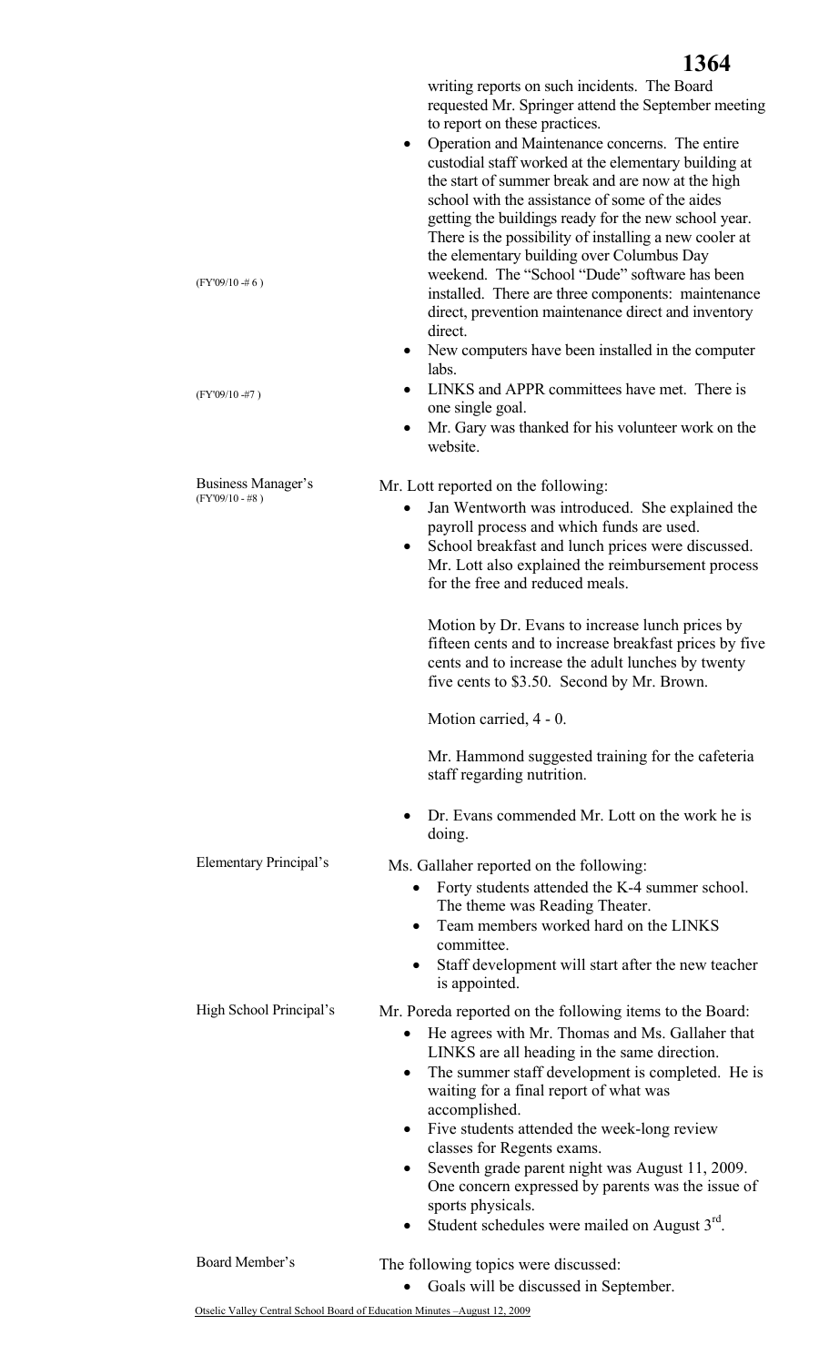writing reports on such incidents. The Board requested Mr. Springer attend the September meeting to report on these practices.

- Operation and Maintenance concerns. The entire custodial staff worked at the elementary building at the start of summer break and are now at the high school with the assistance of some of the aides getting the buildings ready for the new school year. There is the possibility of installing a new cooler at the elementary building over Columbus Day weekend. The "School "Dude" software has been installed. There are three components: maintenance direct, prevention maintenance direct and inventory direct. (FY'09/10 -# 6 )
- New computers have been installed in the computer labs.
- LINKS and APPR committees have met. There is one single goal. (FY'09/10 -#7 )
- Mr. Gary was thanked for his volunteer work on the website.

**Business Manager's** (FY'09/10 - #8 )

Mr. Lott reported on the following:

- Jan Wentworth was introduced. She explained the payroll process and which funds are used.
- School breakfast and lunch prices were discussed. Mr. Lott also explained the reimbursement process for the free and reduced meals.

  Motion by Dr. Evans to increase lunch prices by fifteen cents and to increase breakfast prices by five cents and to increase the adult lunches by twenty five cents to $3.50. Second by Mr. Brown.

  Motion carried, 4 - 0.

  Mr. Hammond suggested training for the cafeteria staff regarding nutrition.

- Dr. Evans commended Mr. Lott on the work he is doing.

**Elementary Principal's**

Ms. Gallaher reported on the following:

- Forty students attended the K-4 summer school. The theme was Reading Theater.
- Team members worked hard on the LINKS committee.
- Staff development will start after the new teacher is appointed.

**High School Principal's**

Mr. Poreda reported on the following items to the Board:

- He agrees with Mr. Thomas and Ms. Gallaher that LINKS are all heading in the same direction.
- The summer staff development is completed. He is waiting for a final report of what was accomplished.
- Five students attended the week-long review classes for Regents exams.
- Seventh grade parent night was August 11, 2009. One concern expressed by parents was the issue of sports physicals.
- Student schedules were mailed on August 3rd.

**Board Member's**

The following topics were discussed:

- Goals will be discussed in September.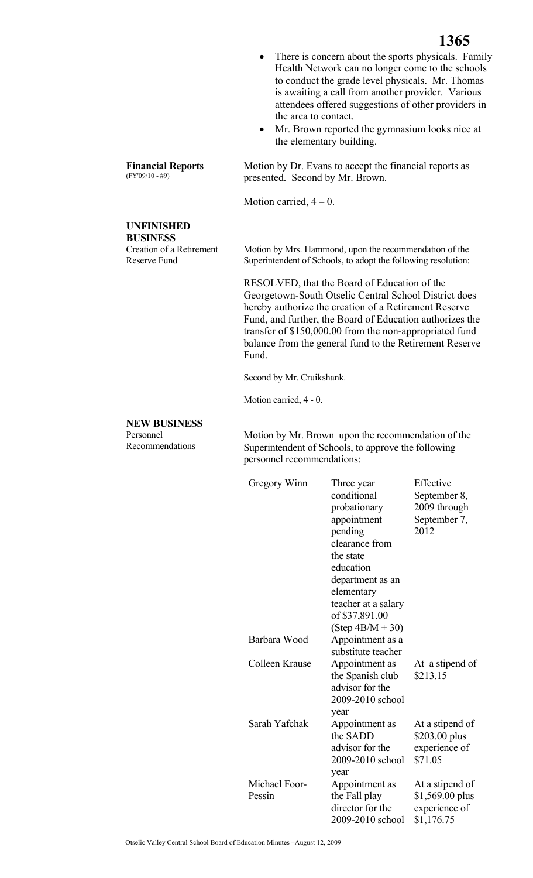- There is concern about the sports physicals. Family Health Network can no longer come to the schools to conduct the grade level physicals. Mr. Thomas is awaiting a call from another provider. Various attendees offered suggestions of other providers in the area to contact.
- Mr. Brown reported the gymnasium looks nice at the elementary building.

**Financial Reports** (FY'09/10 - #9)

Motion by Dr. Evans to accept the financial reports as presented. Second by Mr. Brown.

Motion carried, 4 – 0.

**UNFINISHED BUSINESS**

Creation of a Retirement Reserve Fund

Motion by Mrs. Hammond, upon the recommendation of the Superintendent of Schools, to adopt the following resolution:

RESOLVED, that the Board of Education of the Georgetown-South Otselic Central School District does hereby authorize the creation of a Retirement Reserve Fund, and further, the Board of Education authorizes the transfer of $150,000.00 from the non-appropriated fund balance from the general fund to the Retirement Reserve Fund.

Second by Mr. Cruikshank.

Motion carried, 4 - 0.

**NEW BUSINESS**

Personnel Recommendations

Motion by Mr. Brown upon the recommendation of the Superintendent of Schools, to approve the following personnel recommendations:

| | | |
|---|---|---|
| Gregory Winn | Three year conditional probationary appointment pending clearance from the state education department as an elementary teacher at a salary of $37,891.00 (Step 4B/M + 30) | Effective September 8, 2009 through September 7, 2012 |
| Barbara Wood | Appointment as a substitute teacher | |
| Colleen Krause | Appointment as the Spanish club advisor for the 2009-2010 school year | At a stipend of $213.15 |
| Sarah Yafchak | Appointment as the SADD advisor for the 2009-2010 school year | At a stipend of $203.00 plus experience of $71.05 |
| Michael Foor-Pessin | Appointment as the Fall play director for the 2009-2010 school | At a stipend of $1,569.00 plus experience of $1,176.75 |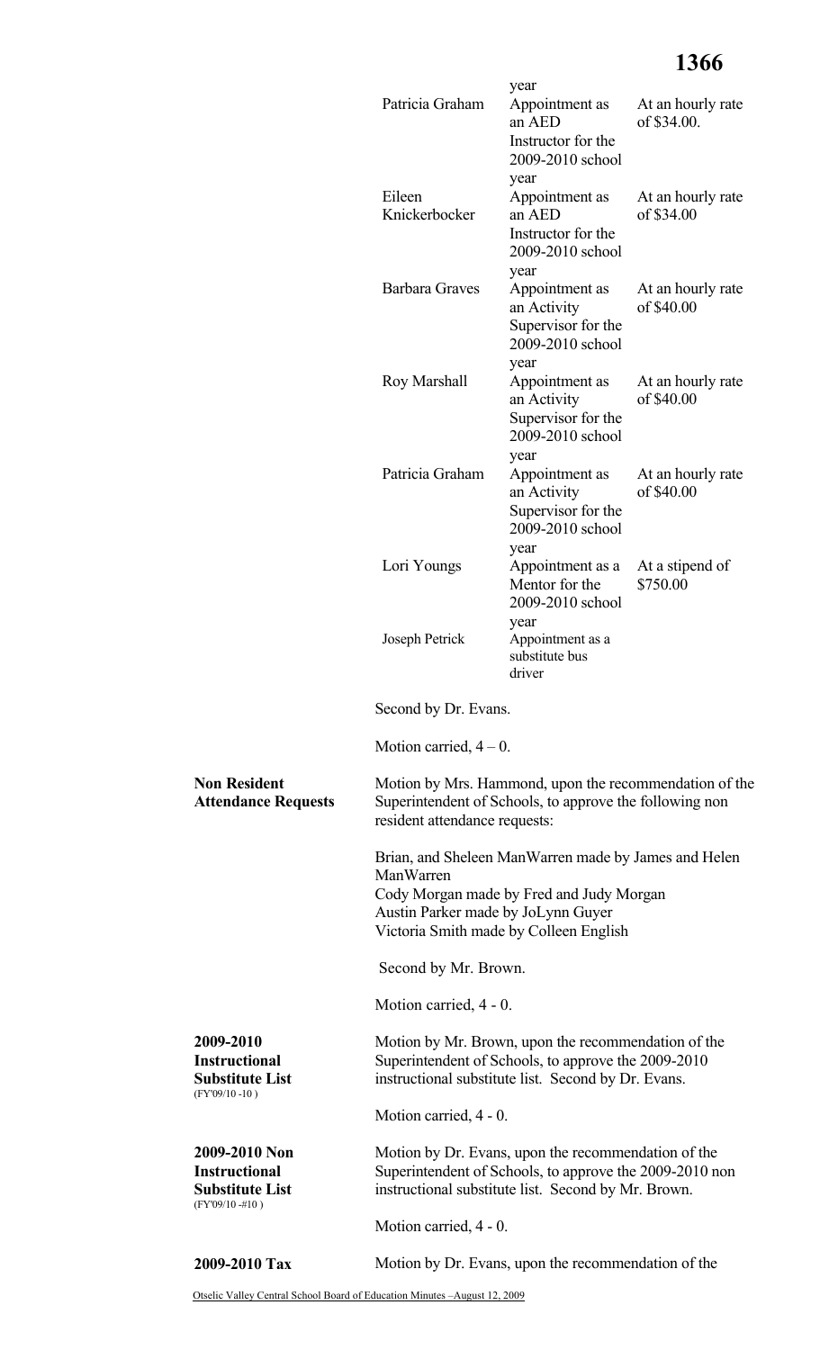| | | |
|---|---|---|
| | year | |
| Patricia Graham | Appointment as an AED Instructor for the 2009-2010 school year | At an hourly rate of $34.00. |
| Eileen Knickerbocker | Appointment as an AED Instructor for the 2009-2010 school year | At an hourly rate of $34.00 |
| Barbara Graves | Appointment as an Activity Supervisor for the 2009-2010 school year | At an hourly rate of $40.00 |
| Roy Marshall | Appointment as an Activity Supervisor for the 2009-2010 school year | At an hourly rate of $40.00 |
| Patricia Graham | Appointment as an Activity Supervisor for the 2009-2010 school year | At an hourly rate of $40.00 |
| Lori Youngs | Appointment as a Mentor for the 2009-2010 school year | At a stipend of $750.00 |
| Joseph Petrick | Appointment as a substitute bus driver | |

Second by Dr. Evans.

Motion carried, 4 – 0.

**Non Resident Attendance Requests**

Motion by Mrs. Hammond, upon the recommendation of the Superintendent of Schools, to approve the following non resident attendance requests:

Brian, and Sheleen ManWarren made by James and Helen ManWarren
Cody Morgan made by Fred and Judy Morgan
Austin Parker made by JoLynn Guyer
Victoria Smith made by Colleen English

Second by Mr. Brown.

Motion carried, 4 - 0.

**2009-2010 Instructional Substitute List**
(FY'09/10 -10 )

Motion by Mr. Brown, upon the recommendation of the Superintendent of Schools, to approve the 2009-2010 instructional substitute list. Second by Dr. Evans.

Motion carried, 4 - 0.

**2009-2010 Non Instructional Substitute List**
(FY'09/10 -#10 )

Motion by Dr. Evans, upon the recommendation of the Superintendent of Schools, to approve the 2009-2010 non instructional substitute list. Second by Mr. Brown.

Motion carried, 4 - 0.

**2009-2010 Tax**

Motion by Dr. Evans, upon the recommendation of the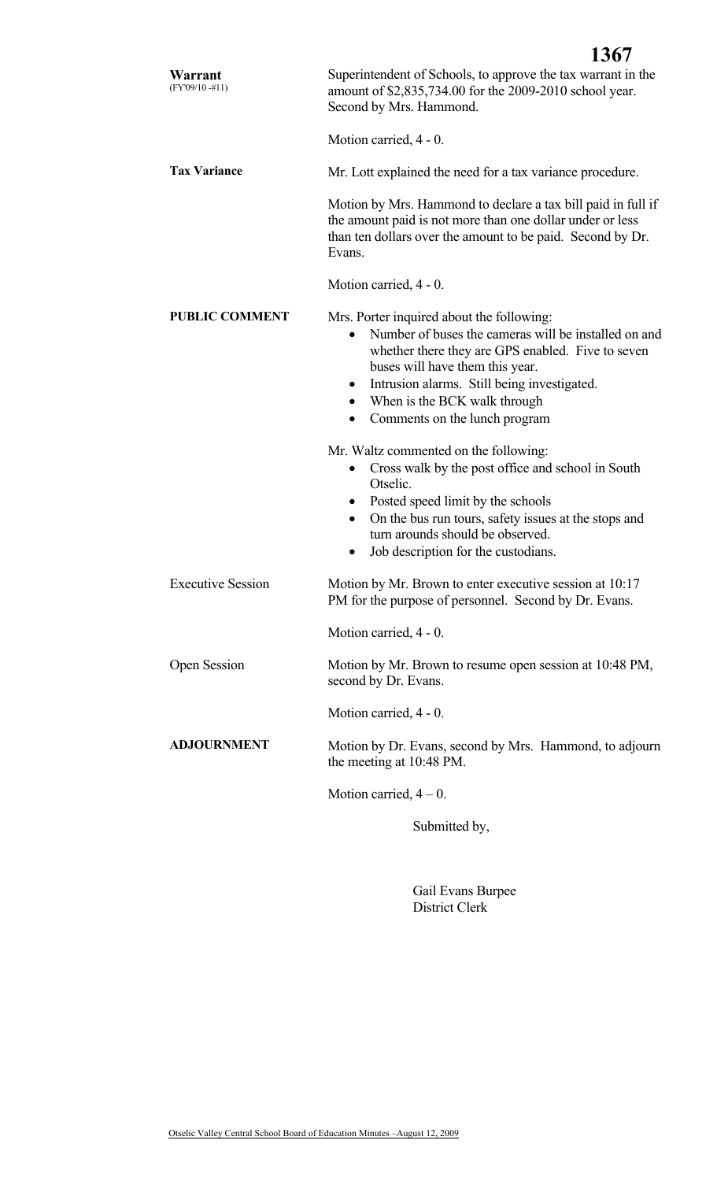**Warrant**
(FY'09/10 -#11)

Superintendent of Schools, to approve the tax warrant in the amount of $2,835,734.00 for the 2009-2010 school year. Second by Mrs. Hammond.

Motion carried, 4 - 0.

**Tax Variance**

Mr. Lott explained the need for a tax variance procedure.

Motion by Mrs. Hammond to declare a tax bill paid in full if the amount paid is not more than one dollar under or less than ten dollars over the amount to be paid. Second by Dr. Evans.

Motion carried, 4 - 0.

**PUBLIC COMMENT**

Mrs. Porter inquired about the following:

- Number of buses the cameras will be installed on and whether there they are GPS enabled. Five to seven buses will have them this year.
- Intrusion alarms. Still being investigated.
- When is the BCK walk through
- Comments on the lunch program

Mr. Waltz commented on the following:

- Cross walk by the post office and school in South Otselic.
- Posted speed limit by the schools
- On the bus run tours, safety issues at the stops and turn arounds should be observed.
- Job description for the custodians.

Executive Session

Motion by Mr. Brown to enter executive session at 10:17 PM for the purpose of personnel. Second by Dr. Evans.

Motion carried, 4 - 0.

Open Session

Motion by Mr. Brown to resume open session at 10:48 PM, second by Dr. Evans.

Motion carried, 4 - 0.

**ADJOURNMENT**

Motion by Dr. Evans, second by Mrs. Hammond, to adjourn the meeting at 10:48 PM.

Motion carried, 4 – 0.

Submitted by,

Gail Evans Burpee
District Clerk